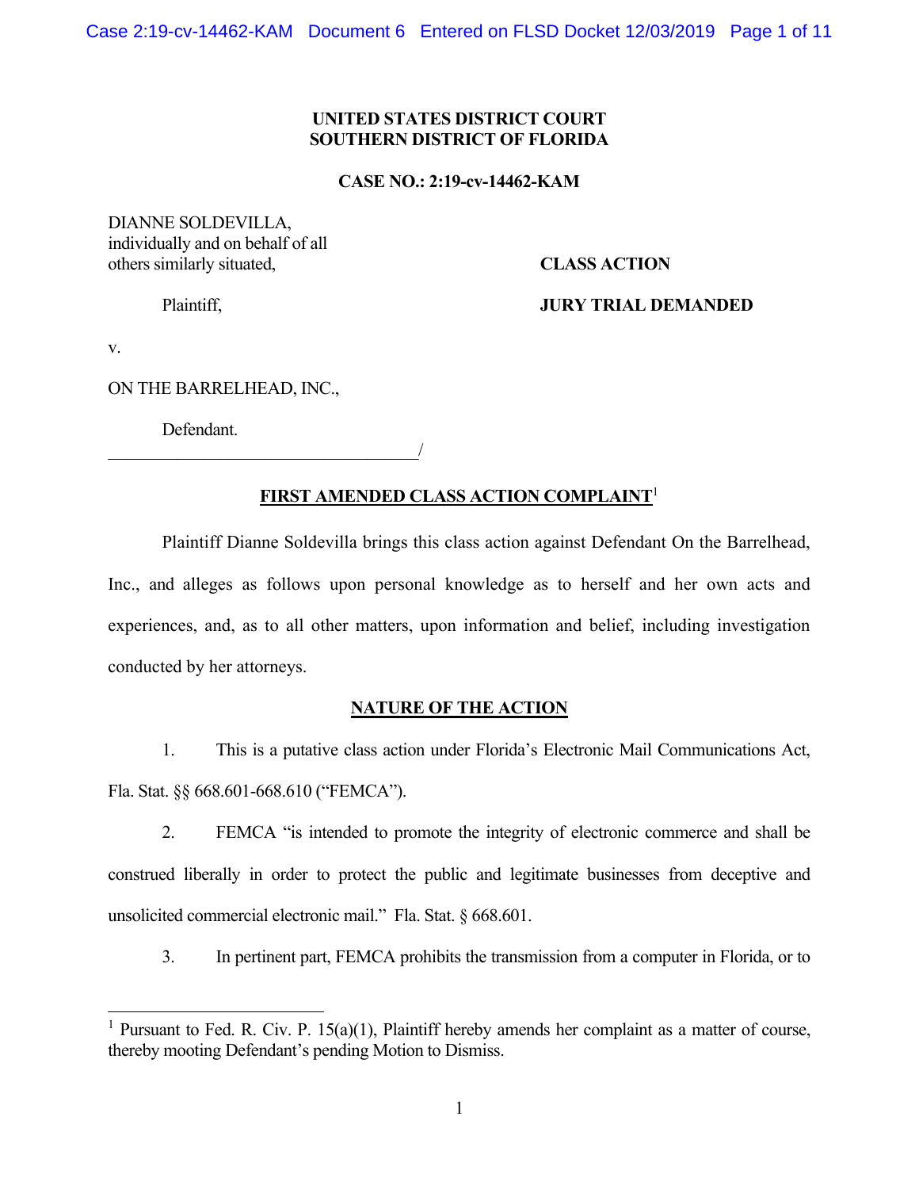**UNITED STATES DISTRICT COURT**
**SOUTHERN DISTRICT OF FLORIDA**

**CASE NO.: 2:19-cv-14462-KAM**

DIANNE SOLDEVILLA,
individually and on behalf of all
others similarly situated,

**CLASS ACTION**

Plaintiff,

**JURY TRIAL DEMANDED**

v.

ON THE BARRELHEAD, INC.,

Defendant.
\_\_\_\_\_\_\_\_\_\_\_\_\_\_\_\_\_\_\_\_\_\_\_\_\_\_\_\_\_\_\_\_\_\_\_\_/

## FIRST AMENDED CLASS ACTION COMPLAINT[1]

Plaintiff Dianne Soldevilla brings this class action against Defendant On the Barrelhead, Inc., and alleges as follows upon personal knowledge as to herself and her own acts and experiences, and, as to all other matters, upon information and belief, including investigation conducted by her attorneys.

## NATURE OF THE ACTION

1. This is a putative class action under Florida's Electronic Mail Communications Act, Fla. Stat. §§ 668.601-668.610 ("FEMCA").

2. FEMCA "is intended to promote the integrity of electronic commerce and shall be construed liberally in order to protect the public and legitimate businesses from deceptive and unsolicited commercial electronic mail." Fla. Stat. § 668.601.

3. In pertinent part, FEMCA prohibits the transmission from a computer in Florida, or to

---

[1] Pursuant to Fed. R. Civ. P. 15(a)(1), Plaintiff hereby amends her complaint as a matter of course, thereby mooting Defendant's pending Motion to Dismiss.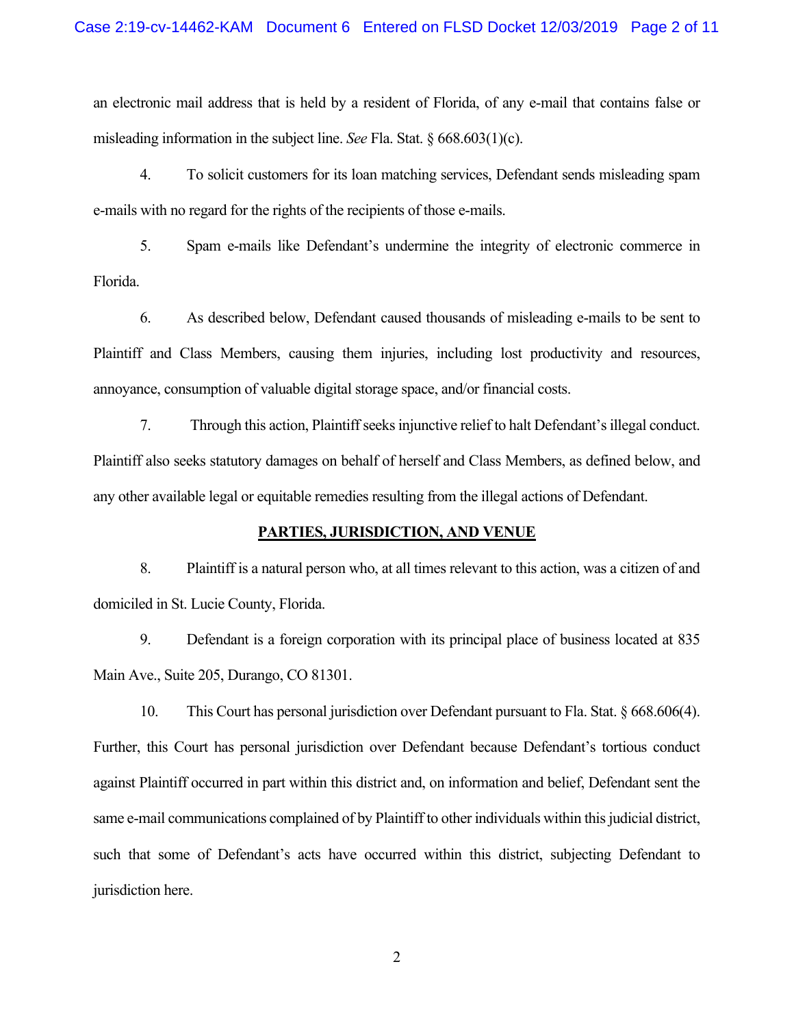an electronic mail address that is held by a resident of Florida, of any e-mail that contains false or misleading information in the subject line. *See* Fla. Stat. § 668.603(1)(c).

4. To solicit customers for its loan matching services, Defendant sends misleading spam e-mails with no regard for the rights of the recipients of those e-mails.

5. Spam e-mails like Defendant's undermine the integrity of electronic commerce in Florida.

6. As described below, Defendant caused thousands of misleading e-mails to be sent to Plaintiff and Class Members, causing them injuries, including lost productivity and resources, annoyance, consumption of valuable digital storage space, and/or financial costs.

7. Through this action, Plaintiff seeks injunctive relief to halt Defendant's illegal conduct. Plaintiff also seeks statutory damages on behalf of herself and Class Members, as defined below, and any other available legal or equitable remedies resulting from the illegal actions of Defendant.

## PARTIES, JURISDICTION, AND VENUE

8. Plaintiff is a natural person who, at all times relevant to this action, was a citizen of and domiciled in St. Lucie County, Florida.

9. Defendant is a foreign corporation with its principal place of business located at 835 Main Ave., Suite 205, Durango, CO 81301.

10. This Court has personal jurisdiction over Defendant pursuant to Fla. Stat. § 668.606(4). Further, this Court has personal jurisdiction over Defendant because Defendant's tortious conduct against Plaintiff occurred in part within this district and, on information and belief, Defendant sent the same e-mail communications complained of by Plaintiff to other individuals within this judicial district, such that some of Defendant's acts have occurred within this district, subjecting Defendant to jurisdiction here.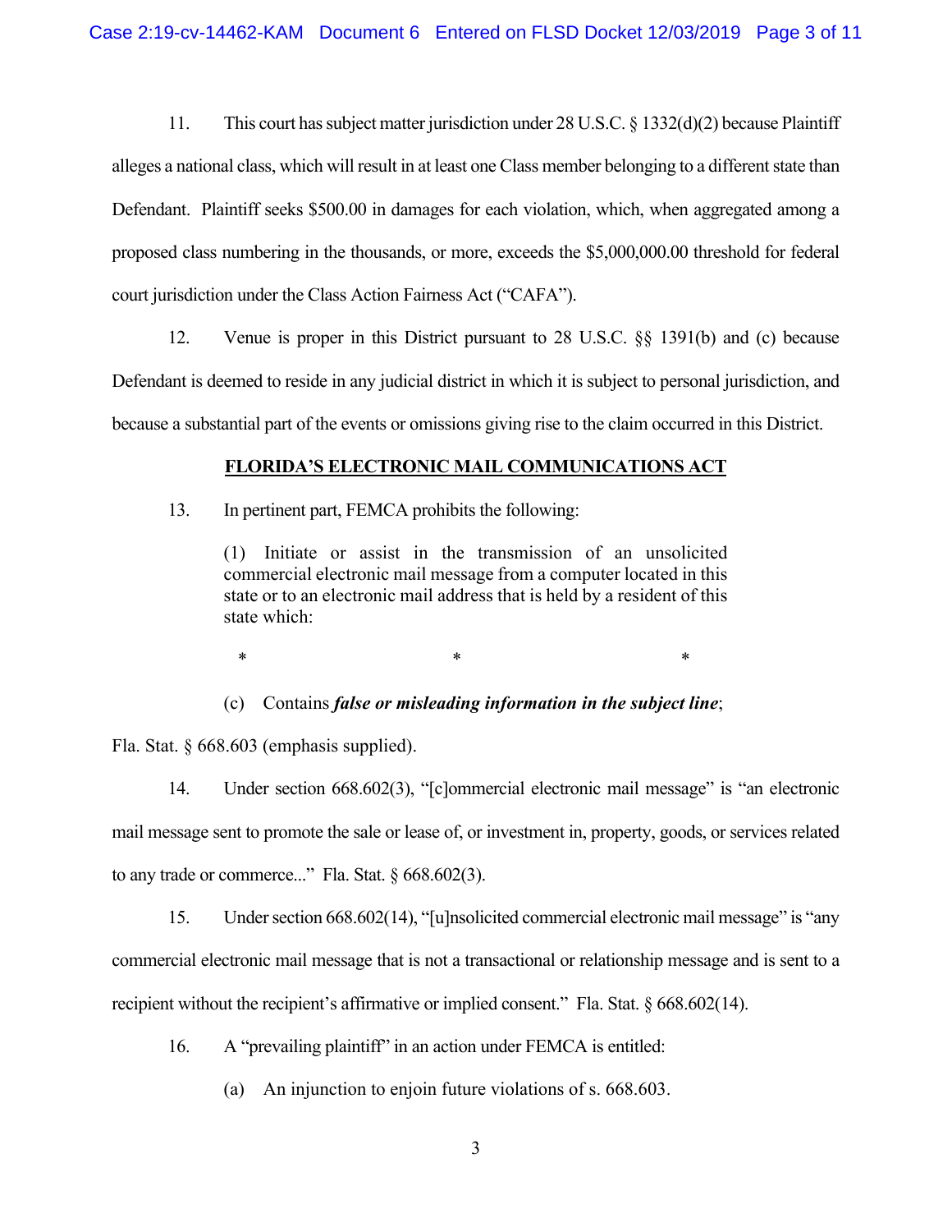11. This court has subject matter jurisdiction under 28 U.S.C. § 1332(d)(2) because Plaintiff alleges a national class, which will result in at least one Class member belonging to a different state than Defendant. Plaintiff seeks $500.00 in damages for each violation, which, when aggregated among a proposed class numbering in the thousands, or more, exceeds the $5,000,000.00 threshold for federal court jurisdiction under the Class Action Fairness Act ("CAFA").

12. Venue is proper in this District pursuant to 28 U.S.C. §§ 1391(b) and (c) because Defendant is deemed to reside in any judicial district in which it is subject to personal jurisdiction, and because a substantial part of the events or omissions giving rise to the claim occurred in this District.

## FLORIDA'S ELECTRONIC MAIL COMMUNICATIONS ACT

13. In pertinent part, FEMCA prohibits the following:

> (1) Initiate or assist in the transmission of an unsolicited commercial electronic mail message from a computer located in this state or to an electronic mail address that is held by a resident of this state which:
>
> \*　　　　　　\*　　　　　　\*
>
> (c) Contains ***false or misleading information in the subject line***;

Fla. Stat. § 668.603 (emphasis supplied).

14. Under section 668.602(3), "[c]ommercial electronic mail message" is "an electronic mail message sent to promote the sale or lease of, or investment in, property, goods, or services related to any trade or commerce..." Fla. Stat. § 668.602(3).

15. Under section 668.602(14), "[u]nsolicited commercial electronic mail message" is "any commercial electronic mail message that is not a transactional or relationship message and is sent to a recipient without the recipient's affirmative or implied consent." Fla. Stat. § 668.602(14).

16. A "prevailing plaintiff" in an action under FEMCA is entitled:

> (a) An injunction to enjoin future violations of s. 668.603.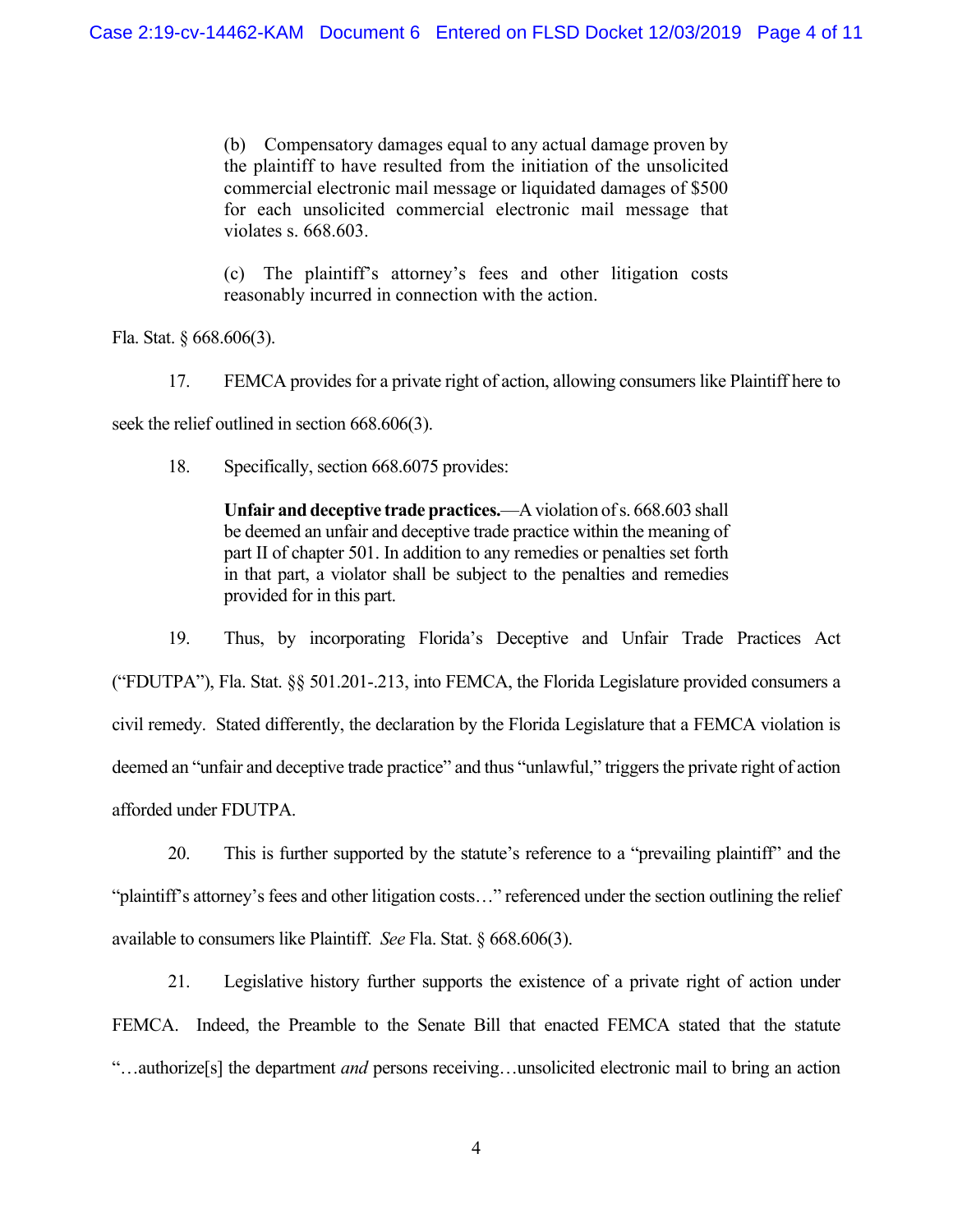> (b) Compensatory damages equal to any actual damage proven by the plaintiff to have resulted from the initiation of the unsolicited commercial electronic mail message or liquidated damages of $500 for each unsolicited commercial electronic mail message that violates s. 668.603.
>
> (c) The plaintiff's attorney's fees and other litigation costs reasonably incurred in connection with the action.

Fla. Stat. § 668.606(3).

17. FEMCA provides for a private right of action, allowing consumers like Plaintiff here to seek the relief outlined in section 668.606(3).

18. Specifically, section 668.6075 provides:

> **Unfair and deceptive trade practices.**—A violation of s. 668.603 shall be deemed an unfair and deceptive trade practice within the meaning of part II of chapter 501. In addition to any remedies or penalties set forth in that part, a violator shall be subject to the penalties and remedies provided for in this part.

19. Thus, by incorporating Florida's Deceptive and Unfair Trade Practices Act ("FDUTPA"), Fla. Stat. §§ 501.201-.213, into FEMCA, the Florida Legislature provided consumers a civil remedy. Stated differently, the declaration by the Florida Legislature that a FEMCA violation is deemed an "unfair and deceptive trade practice" and thus "unlawful," triggers the private right of action afforded under FDUTPA.

20. This is further supported by the statute's reference to a "prevailing plaintiff" and the "plaintiff's attorney's fees and other litigation costs…" referenced under the section outlining the relief available to consumers like Plaintiff. *See* Fla. Stat. § 668.606(3).

21. Legislative history further supports the existence of a private right of action under FEMCA. Indeed, the Preamble to the Senate Bill that enacted FEMCA stated that the statute "…authorize[s] the department *and* persons receiving…unsolicited electronic mail to bring an action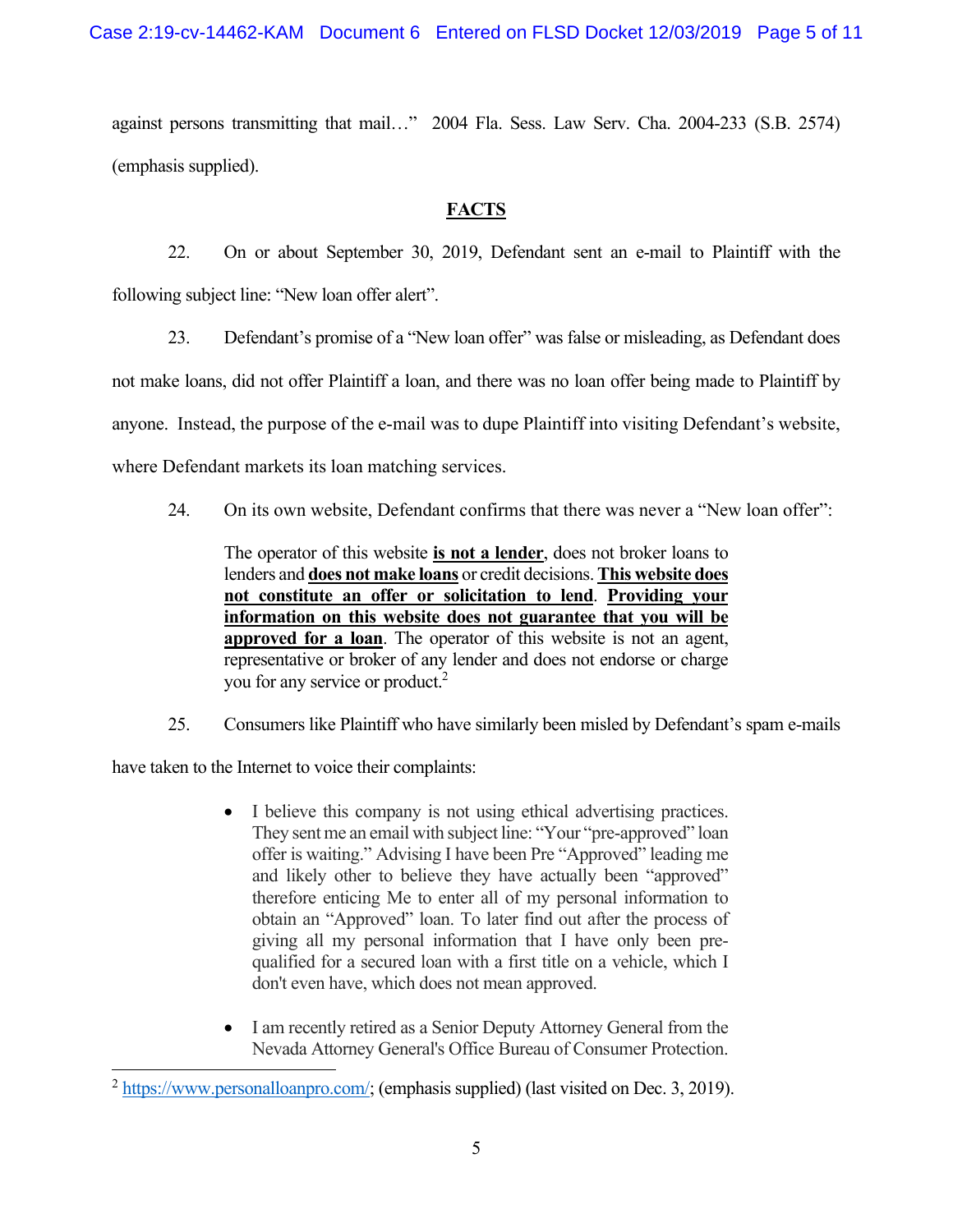against persons transmitting that mail…" 2004 Fla. Sess. Law Serv. Cha. 2004-233 (S.B. 2574) (emphasis supplied).

## FACTS

22. On or about September 30, 2019, Defendant sent an e-mail to Plaintiff with the following subject line: "New loan offer alert".

23. Defendant's promise of a "New loan offer" was false or misleading, as Defendant does not make loans, did not offer Plaintiff a loan, and there was no loan offer being made to Plaintiff by anyone. Instead, the purpose of the e-mail was to dupe Plaintiff into visiting Defendant's website, where Defendant markets its loan matching services.

24. On its own website, Defendant confirms that there was never a "New loan offer":

> The operator of this website **is not a lender**, does not broker loans to lenders and **does not make loans** or credit decisions. **This website does not constitute an offer or solicitation to lend**. **Providing your information on this website does not guarantee that you will be approved for a loan**. The operator of this website is not an agent, representative or broker of any lender and does not endorse or charge you for any service or product.[2]

25. Consumers like Plaintiff who have similarly been misled by Defendant's spam e-mails have taken to the Internet to voice their complaints:

> - I believe this company is not using ethical advertising practices. They sent me an email with subject line: "Your "pre-approved" loan offer is waiting." Advising I have been Pre "Approved" leading me and likely other to believe they have actually been "approved" therefore enticing Me to enter all of my personal information to obtain an "Approved" loan. To later find out after the process of giving all my personal information that I have only been pre-qualified for a secured loan with a first title on a vehicle, which I don't even have, which does not mean approved.
>
> - I am recently retired as a Senior Deputy Attorney General from the Nevada Attorney General's Office Bureau of Consumer Protection.

---

[2] https://www.personalloanpro.com/; (emphasis supplied) (last visited on Dec. 3, 2019).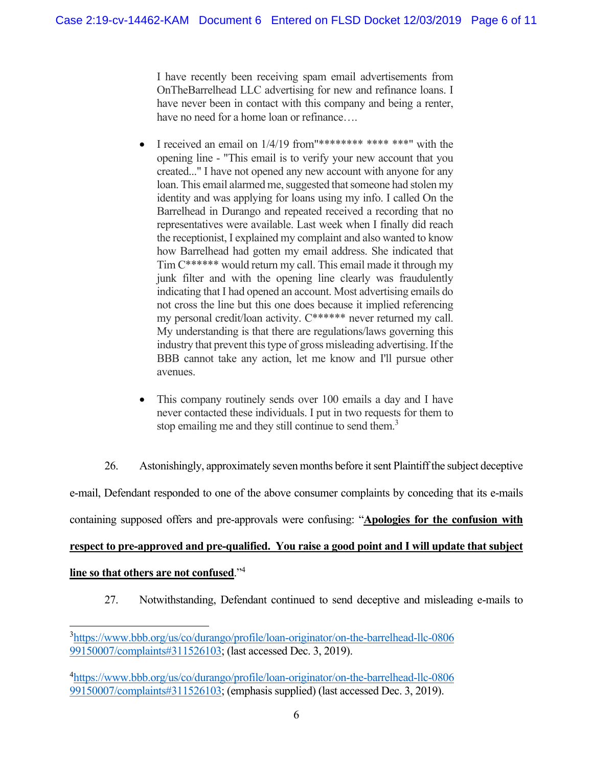> I have recently been receiving spam email advertisements from OnTheBarrelhead LLC advertising for new and refinance loans. I have never been in contact with this company and being a renter, have no need for a home loan or refinance….

- I received an email on 1/4/19 from"******** **** ***" with the opening line - "This email is to verify your new account that you created..." I have not opened any new account with anyone for any loan. This email alarmed me, suggested that someone had stolen my identity and was applying for loans using my info. I called On the Barrelhead in Durango and repeated received a recording that no representatives were available. Last week when I finally did reach the receptionist, I explained my complaint and also wanted to know how Barrelhead had gotten my email address. She indicated that Tim C****** would return my call. This email made it through my junk filter and with the opening line clearly was fraudulently indicating that I had opened an account. Most advertising emails do not cross the line but this one does because it implied referencing my personal credit/loan activity. C****** never returned my call. My understanding is that there are regulations/laws governing this industry that prevent this type of gross misleading advertising. If the BBB cannot take any action, let me know and I'll pursue other avenues.

- This company routinely sends over 100 emails a day and I have never contacted these individuals. I put in two requests for them to stop emailing me and they still continue to send them.[3]

26. Astonishingly, approximately seven months before it sent Plaintiff the subject deceptive e-mail, Defendant responded to one of the above consumer complaints by conceding that its e-mails containing supposed offers and pre-approvals were confusing: "**Apologies for the confusion with respect to pre-approved and pre-qualified. You raise a good point and I will update that subject line so that others are not confused**."[4]

27. Notwithstanding, Defendant continued to send deceptive and misleading e-mails to

---

[3] https://www.bbb.org/us/co/durango/profile/loan-originator/on-the-barrelhead-llc-080699150007/complaints#311526103; (last accessed Dec. 3, 2019).

[4] https://www.bbb.org/us/co/durango/profile/loan-originator/on-the-barrelhead-llc-080699150007/complaints#311526103; (emphasis supplied) (last accessed Dec. 3, 2019).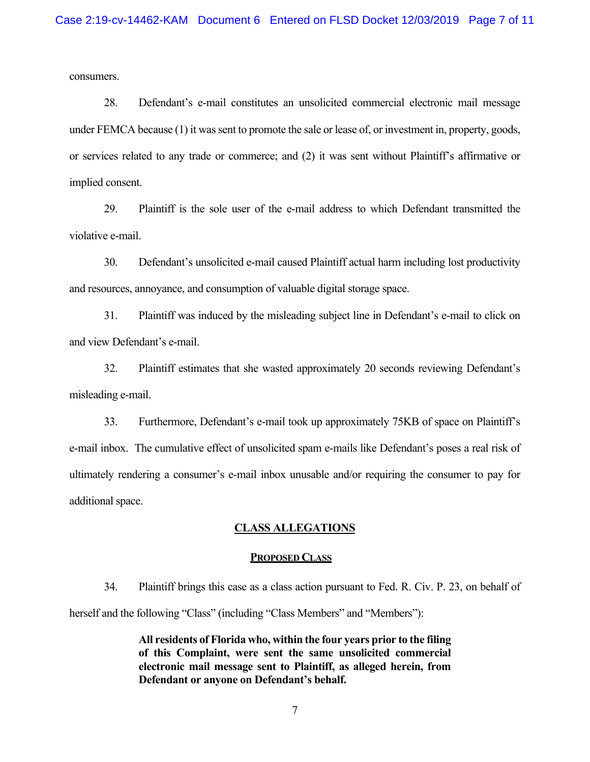consumers.

28. Defendant's e-mail constitutes an unsolicited commercial electronic mail message under FEMCA because (1) it was sent to promote the sale or lease of, or investment in, property, goods, or services related to any trade or commerce; and (2) it was sent without Plaintiff's affirmative or implied consent.

29. Plaintiff is the sole user of the e-mail address to which Defendant transmitted the violative e-mail.

30. Defendant's unsolicited e-mail caused Plaintiff actual harm including lost productivity and resources, annoyance, and consumption of valuable digital storage space.

31. Plaintiff was induced by the misleading subject line in Defendant's e-mail to click on and view Defendant's e-mail.

32. Plaintiff estimates that she wasted approximately 20 seconds reviewing Defendant's misleading e-mail.

33. Furthermore, Defendant's e-mail took up approximately 75KB of space on Plaintiff's e-mail inbox. The cumulative effect of unsolicited spam e-mails like Defendant's poses a real risk of ultimately rendering a consumer's e-mail inbox unusable and/or requiring the consumer to pay for additional space.

## CLASS ALLEGATIONS

### PROPOSED CLASS

34. Plaintiff brings this case as a class action pursuant to Fed. R. Civ. P. 23, on behalf of herself and the following "Class" (including "Class Members" and "Members"):

> **All residents of Florida who, within the four years prior to the filing of this Complaint, were sent the same unsolicited commercial electronic mail message sent to Plaintiff, as alleged herein, from Defendant or anyone on Defendant's behalf.**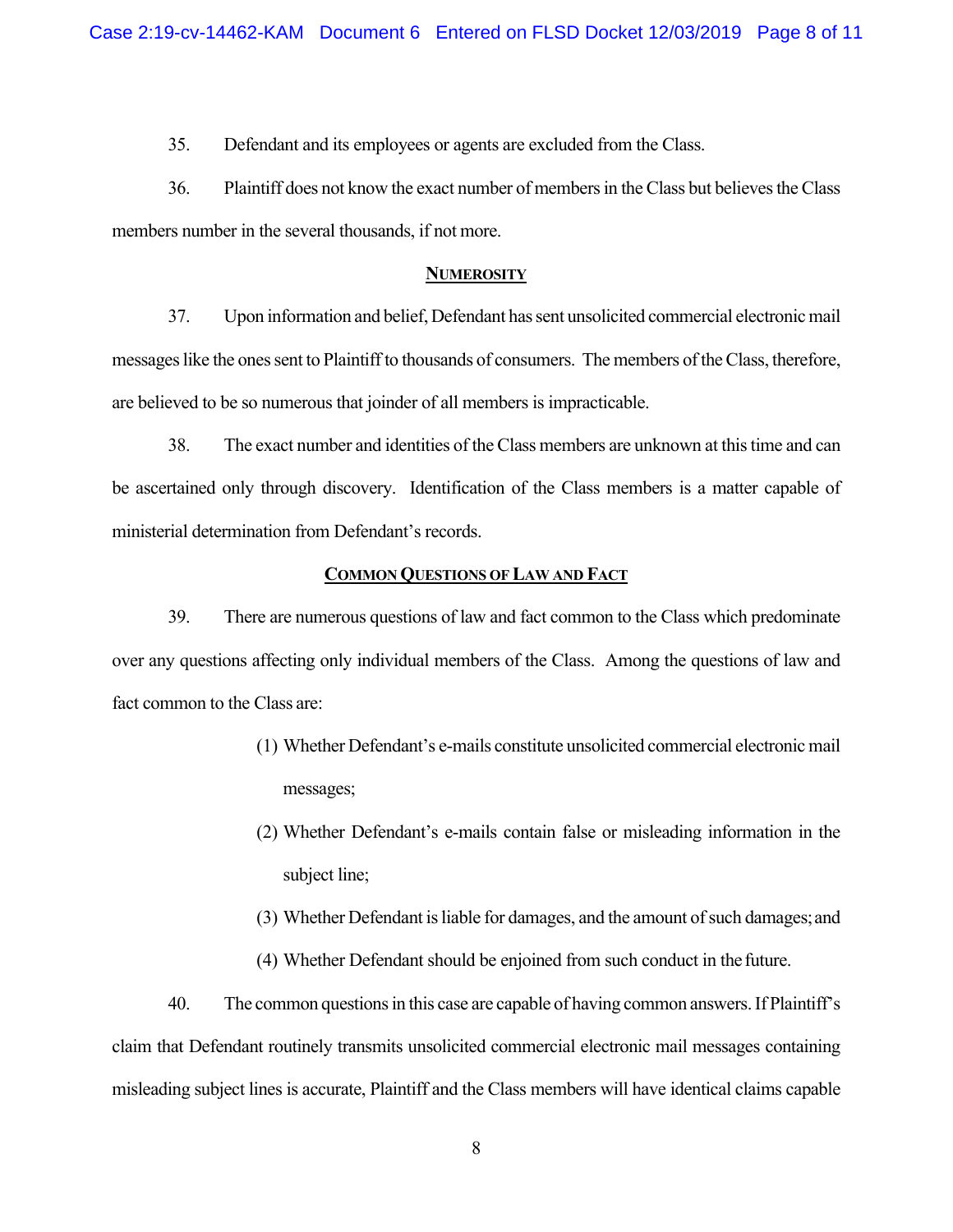35. Defendant and its employees or agents are excluded from the Class.

36. Plaintiff does not know the exact number of members in the Class but believes the Class members number in the several thousands, if not more.

## NUMEROSITY

37. Upon information and belief, Defendant has sent unsolicited commercial electronic mail messages like the ones sent to Plaintiff to thousands of consumers. The members of the Class, therefore, are believed to be so numerous that joinder of all members is impracticable.

38. The exact number and identities of the Class members are unknown at this time and can be ascertained only through discovery. Identification of the Class members is a matter capable of ministerial determination from Defendant's records.

## COMMON QUESTIONS OF LAW AND FACT

39. There are numerous questions of law and fact common to the Class which predominate over any questions affecting only individual members of the Class. Among the questions of law and fact common to the Class are:

(1) Whether Defendant's e-mails constitute unsolicited commercial electronic mail messages;

(2) Whether Defendant's e-mails contain false or misleading information in the subject line;

(3) Whether Defendant is liable for damages, and the amount of such damages; and

(4) Whether Defendant should be enjoined from such conduct in the future.

40. The common questions in this case are capable of having common answers. If Plaintiff's claim that Defendant routinely transmits unsolicited commercial electronic mail messages containing misleading subject lines is accurate, Plaintiff and the Class members will have identical claims capable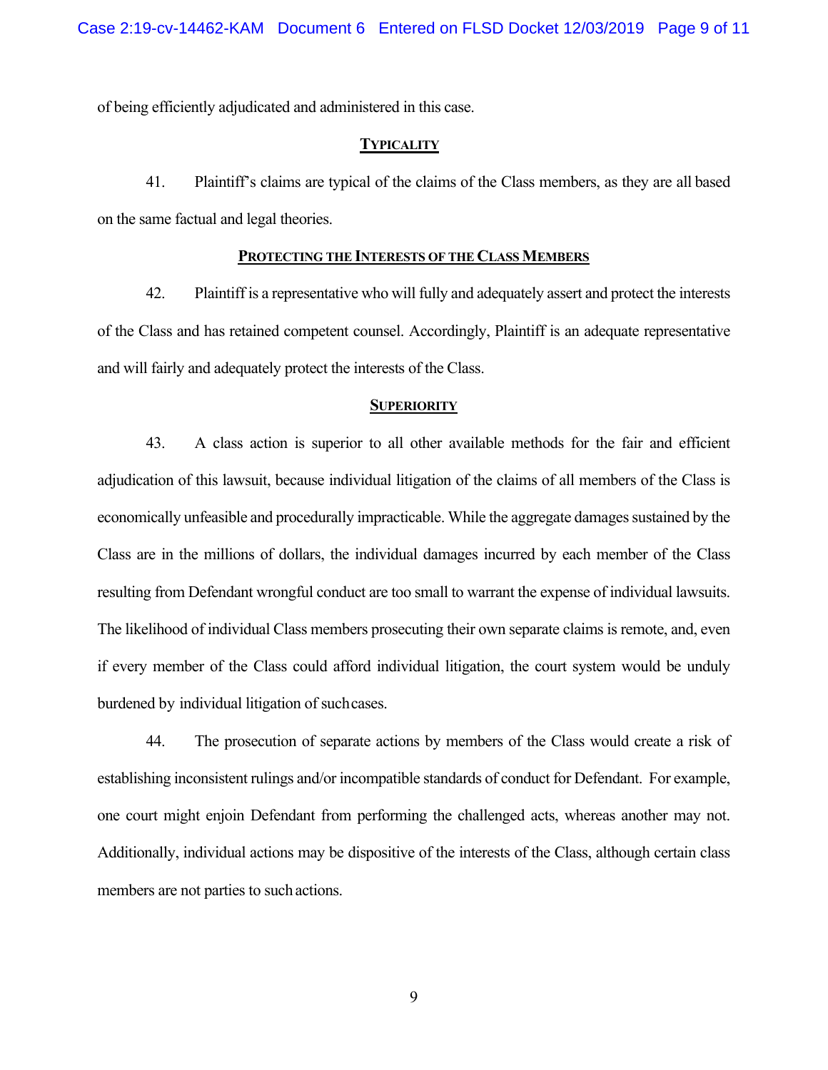of being efficiently adjudicated and administered in this case.

**TYPICALITY**

41. Plaintiff's claims are typical of the claims of the Class members, as they are all based on the same factual and legal theories.

**PROTECTING THE INTERESTS OF THE CLASS MEMBERS**

42. Plaintiff is a representative who will fully and adequately assert and protect the interests of the Class and has retained competent counsel. Accordingly, Plaintiff is an adequate representative and will fairly and adequately protect the interests of the Class.

**SUPERIORITY**

43. A class action is superior to all other available methods for the fair and efficient adjudication of this lawsuit, because individual litigation of the claims of all members of the Class is economically unfeasible and procedurally impracticable. While the aggregate damages sustained by the Class are in the millions of dollars, the individual damages incurred by each member of the Class resulting from Defendant wrongful conduct are too small to warrant the expense of individual lawsuits. The likelihood of individual Class members prosecuting their own separate claims is remote, and, even if every member of the Class could afford individual litigation, the court system would be unduly burdened by individual litigation of suchcases.

44. The prosecution of separate actions by members of the Class would create a risk of establishing inconsistent rulings and/or incompatible standards of conduct for Defendant. For example, one court might enjoin Defendant from performing the challenged acts, whereas another may not. Additionally, individual actions may be dispositive of the interests of the Class, although certain class members are not parties to such actions.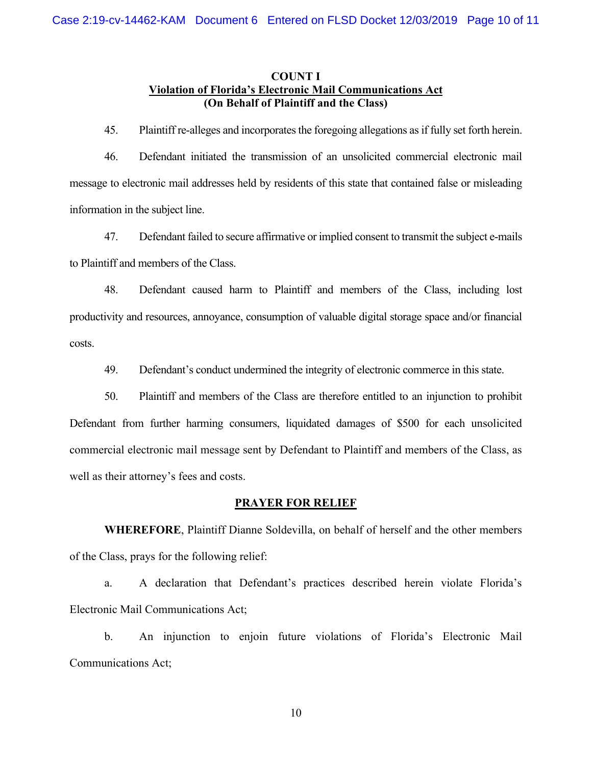**COUNT I**
**Violation of Florida's Electronic Mail Communications Act**
**(On Behalf of Plaintiff and the Class)**

45. Plaintiff re-alleges and incorporates the foregoing allegations as if fully set forth herein.

46. Defendant initiated the transmission of an unsolicited commercial electronic mail message to electronic mail addresses held by residents of this state that contained false or misleading information in the subject line.

47. Defendant failed to secure affirmative or implied consent to transmit the subject e-mails to Plaintiff and members of the Class.

48. Defendant caused harm to Plaintiff and members of the Class, including lost productivity and resources, annoyance, consumption of valuable digital storage space and/or financial costs.

49. Defendant's conduct undermined the integrity of electronic commerce in this state.

50. Plaintiff and members of the Class are therefore entitled to an injunction to prohibit Defendant from further harming consumers, liquidated damages of $500 for each unsolicited commercial electronic mail message sent by Defendant to Plaintiff and members of the Class, as well as their attorney's fees and costs.

**PRAYER FOR RELIEF**

**WHEREFORE**, Plaintiff Dianne Soldevilla, on behalf of herself and the other members of the Class, prays for the following relief:

a. A declaration that Defendant's practices described herein violate Florida's Electronic Mail Communications Act;

b. An injunction to enjoin future violations of Florida's Electronic Mail Communications Act;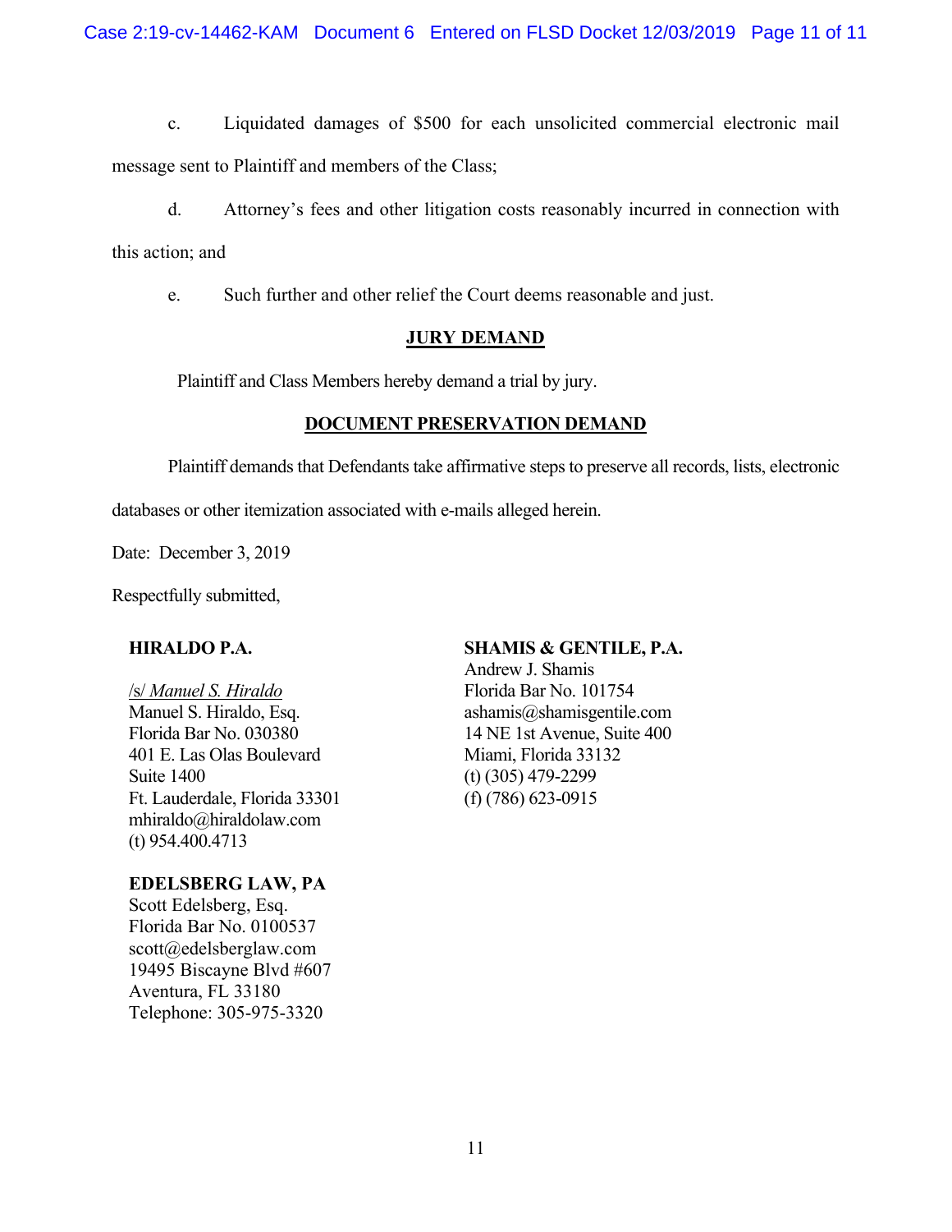c. Liquidated damages of $500 for each unsolicited commercial electronic mail message sent to Plaintiff and members of the Class;

d. Attorney's fees and other litigation costs reasonably incurred in connection with this action; and

e. Such further and other relief the Court deems reasonable and just.

**JURY DEMAND**

Plaintiff and Class Members hereby demand a trial by jury.

**DOCUMENT PRESERVATION DEMAND**

Plaintiff demands that Defendants take affirmative steps to preserve all records, lists, electronic databases or other itemization associated with e-mails alleged herein.

Date: December 3, 2019

Respectfully submitted,

**HIRALDO P.A.**

/s/ *Manuel S. Hiraldo*
Manuel S. Hiraldo, Esq.
Florida Bar No. 030380
401 E. Las Olas Boulevard
Suite 1400
Ft. Lauderdale, Florida 33301
mhiraldo@hiraldolaw.com
(t) 954.400.4713

**EDELSBERG LAW, PA**
Scott Edelsberg, Esq.
Florida Bar No. 0100537
scott@edelsberglaw.com
19495 Biscayne Blvd #607
Aventura, FL 33180
Telephone: 305-975-3320

**SHAMIS & GENTILE, P.A.**
Andrew J. Shamis
Florida Bar No. 101754
ashamis@shamisgentile.com
14 NE 1st Avenue, Suite 400
Miami, Florida 33132
(t) (305) 479-2299
(f) (786) 623-0915